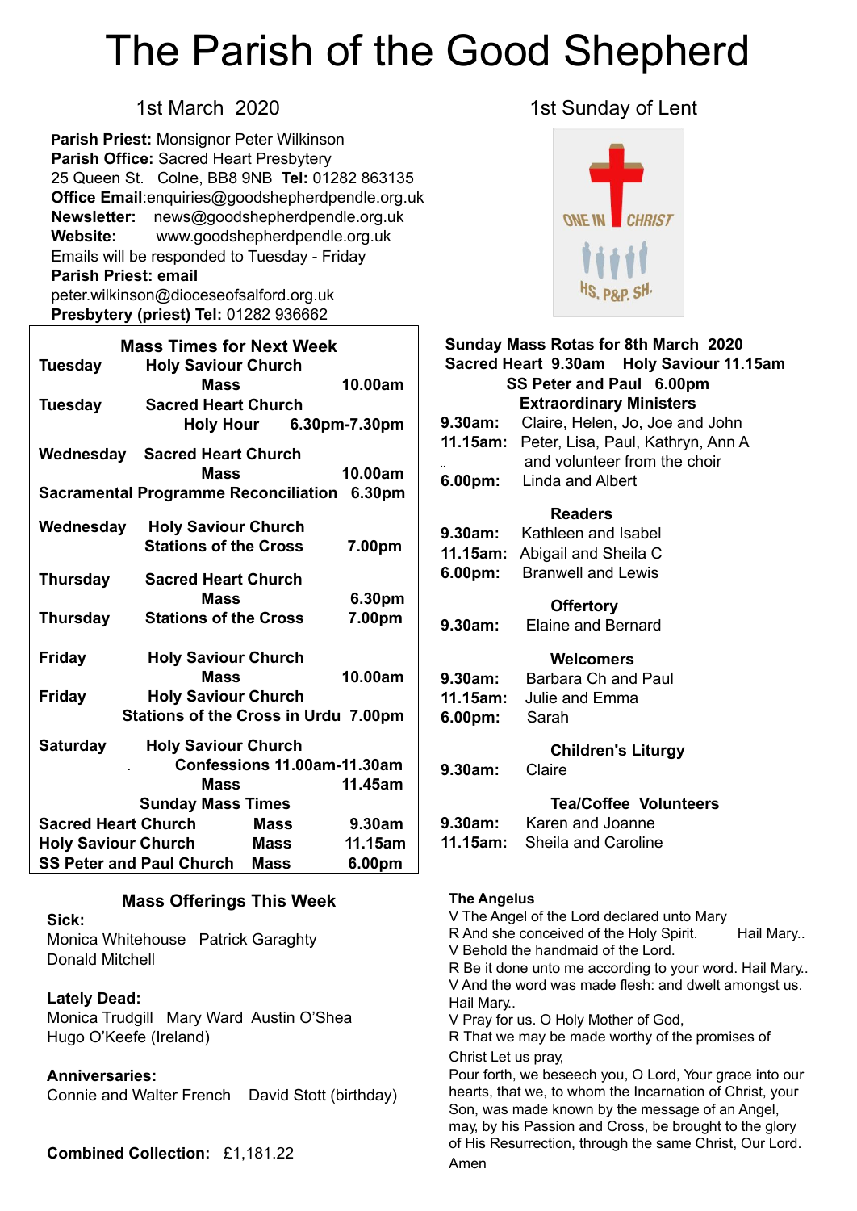# The Parish of the Good Shepherd

1st March 2020

**Parish Priest:** Monsignor Peter Wilkinson
**Parish Office:** Sacred Heart Presbytery
25 Queen St. Colne, BB8 9NB **Tel:** 01282 863135
**Office Email**:enquiries@goodshepherdpendle.org.uk
**Newsletter:** news@goodshepherdpendle.org.uk
**Website:** www.goodshepherdpendle.org.uk
Emails will be responded to Tuesday - Friday
**Parish Priest: email**
peter.wilkinson@dioceseofsalford.org.uk
**Presbytery (priest) Tel:** 01282 936662

## Mass Times for Next Week

| Day | Church / Service | Time |
|---|---|---|
| **Tuesday** | **Holy Saviour Church** Mass | **10.00am** |
| **Tuesday** | **Sacred Heart Church** Holy Hour | **6.30pm-7.30pm** |
| **Wednesday** | **Sacred Heart Church** Mass | **10.00am** |
| | **Sacramental Programme Reconciliation** | **6.30pm** |
| **Wednesday** | **Holy Saviour Church** Stations of the Cross | **7.00pm** |
| **Thursday** | **Sacred Heart Church** Mass | **6.30pm** |
| **Thursday** | **Stations of the Cross** | **7.00pm** |
| **Friday** | **Holy Saviour Church** Mass | **10.00am** |
| **Friday** | **Holy Saviour Church** Stations of the Cross in Urdu | **7.00pm** |
| **Saturday** | **Holy Saviour Church** Confessions | **11.00am-11.30am** |
| | **Mass** | **11.45am** |

**Sunday Mass Times**

| Church | | Time |
|---|---|---|
| **Sacred Heart Church** | **Mass** | **9.30am** |
| **Holy Saviour Church** | **Mass** | **11.15am** |
| **SS Peter and Paul Church** | **Mass** | **6.00pm** |

## Mass Offerings This Week

**Sick:**
Monica Whitehouse Patrick Garaghty
Donald Mitchell

**Lately Dead:**
Monica Trudgill Mary Ward Austin O'Shea
Hugo O'Keefe (Ireland)

**Anniversaries:**
Connie and Walter French David Stott (birthday)

**Combined Collection:** £1,181.22

1st Sunday of Lent

## Sunday Mass Rotas for 8th March 2020

**Sacred Heart 9.30am Holy Saviour 11.15am**
**SS Peter and Paul 6.00pm**

**Extraordinary Ministers**
**9.30am:** Claire, Helen, Jo, Joe and John
**11.15am:** Peter, Lisa, Paul, Kathryn, Ann A and volunteer from the choir
**6.00pm:** Linda and Albert

**Readers**
**9.30am:** Kathleen and Isabel
**11.15am:** Abigail and Sheila C
**6.00pm:** Branwell and Lewis

**Offertory**
**9.30am:** Elaine and Bernard

**Welcomers**
**9.30am:** Barbara Ch and Paul
**11.15am:** Julie and Emma
**6.00pm:** Sarah

**Children's Liturgy**
**9.30am:** Claire

**Tea/Coffee Volunteers**
**9.30am:** Karen and Joanne
**11.15am:** Sheila and Caroline

**The Angelus**
V The Angel of the Lord declared unto Mary
R And she conceived of the Holy Spirit. Hail Mary..
V Behold the handmaid of the Lord.
R Be it done unto me according to your word. Hail Mary..
V And the word was made flesh: and dwelt amongst us. Hail Mary..
V Pray for us. O Holy Mother of God,
R That we may be made worthy of the promises of Christ Let us pray,
Pour forth, we beseech you, O Lord, Your grace into our hearts, that we, to whom the Incarnation of Christ, your Son, was made known by the message of an Angel, may, by his Passion and Cross, be brought to the glory of His Resurrection, through the same Christ, Our Lord. Amen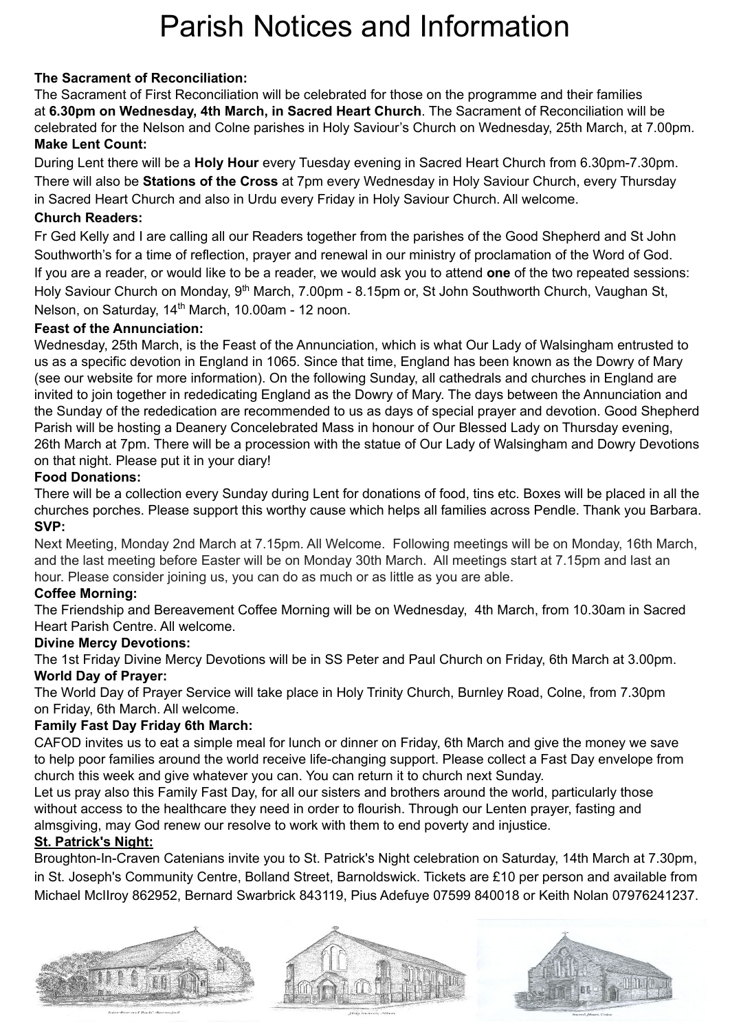# Parish Notices and Information

**The Sacrament of Reconciliation:**

The Sacrament of First Reconciliation will be celebrated for those on the programme and their families at **6.30pm on Wednesday, 4th March, in Sacred Heart Church**. The Sacrament of Reconciliation will be celebrated for the Nelson and Colne parishes in Holy Saviour's Church on Wednesday, 25th March, at 7.00pm.

**Make Lent Count:**

During Lent there will be a **Holy Hour** every Tuesday evening in Sacred Heart Church from 6.30pm-7.30pm. There will also be **Stations of the Cross** at 7pm every Wednesday in Holy Saviour Church, every Thursday in Sacred Heart Church and also in Urdu every Friday in Holy Saviour Church. All welcome.

**Church Readers:**

Fr Ged Kelly and I are calling all our Readers together from the parishes of the Good Shepherd and St John Southworth's for a time of reflection, prayer and renewal in our ministry of proclamation of the Word of God. If you are a reader, or would like to be a reader, we would ask you to attend **one** of the two repeated sessions: Holy Saviour Church on Monday, 9th March, 7.00pm - 8.15pm or, St John Southworth Church, Vaughan St, Nelson, on Saturday, 14th March, 10.00am - 12 noon.

**Feast of the Annunciation:**

Wednesday, 25th March, is the Feast of the Annunciation, which is what Our Lady of Walsingham entrusted to us as a specific devotion in England in 1065. Since that time, England has been known as the Dowry of Mary (see our website for more information). On the following Sunday, all cathedrals and churches in England are invited to join together in rededicating England as the Dowry of Mary. The days between the Annunciation and the Sunday of the rededication are recommended to us as days of special prayer and devotion. Good Shepherd Parish will be hosting a Deanery Concelebrated Mass in honour of Our Blessed Lady on Thursday evening, 26th March at 7pm. There will be a procession with the statue of Our Lady of Walsingham and Dowry Devotions on that night. Please put it in your diary!

**Food Donations:**

There will be a collection every Sunday during Lent for donations of food, tins etc. Boxes will be placed in all the churches porches. Please support this worthy cause which helps all families across Pendle. Thank you Barbara.

**SVP:**

Next Meeting, Monday 2nd March at 7.15pm. All Welcome. Following meetings will be on Monday, 16th March, and the last meeting before Easter will be on Monday 30th March. All meetings start at 7.15pm and last an hour. Please consider joining us, you can do as much or as little as you are able.

**Coffee Morning:**

The Friendship and Bereavement Coffee Morning will be on Wednesday, 4th March, from 10.30am in Sacred Heart Parish Centre. All welcome.

**Divine Mercy Devotions:**

The 1st Friday Divine Mercy Devotions will be in SS Peter and Paul Church on Friday, 6th March at 3.00pm.

**World Day of Prayer:**

The World Day of Prayer Service will take place in Holy Trinity Church, Burnley Road, Colne, from 7.30pm on Friday, 6th March. All welcome.

**Family Fast Day Friday 6th March:**

CAFOD invites us to eat a simple meal for lunch or dinner on Friday, 6th March and give the money we save to help poor families around the world receive life-changing support. Please collect a Fast Day envelope from church this week and give whatever you can. You can return it to church next Sunday.

Let us pray also this Family Fast Day, for all our sisters and brothers around the world, particularly those without access to the healthcare they need in order to flourish. Through our Lenten prayer, fasting and almsgiving, may God renew our resolve to work with them to end poverty and injustice.

**St. Patrick's Night:**

Broughton-In-Craven Catenians invite you to St. Patrick's Night celebration on Saturday, 14th March at 7.30pm, in St. Joseph's Community Centre, Bolland Street, Barnoldswick. Tickets are £10 per person and available from Michael McIlroy 862952, Bernard Swarbrick 843119, Pius Adefuye 07599 840018 or Keith Nolan 07976241237.